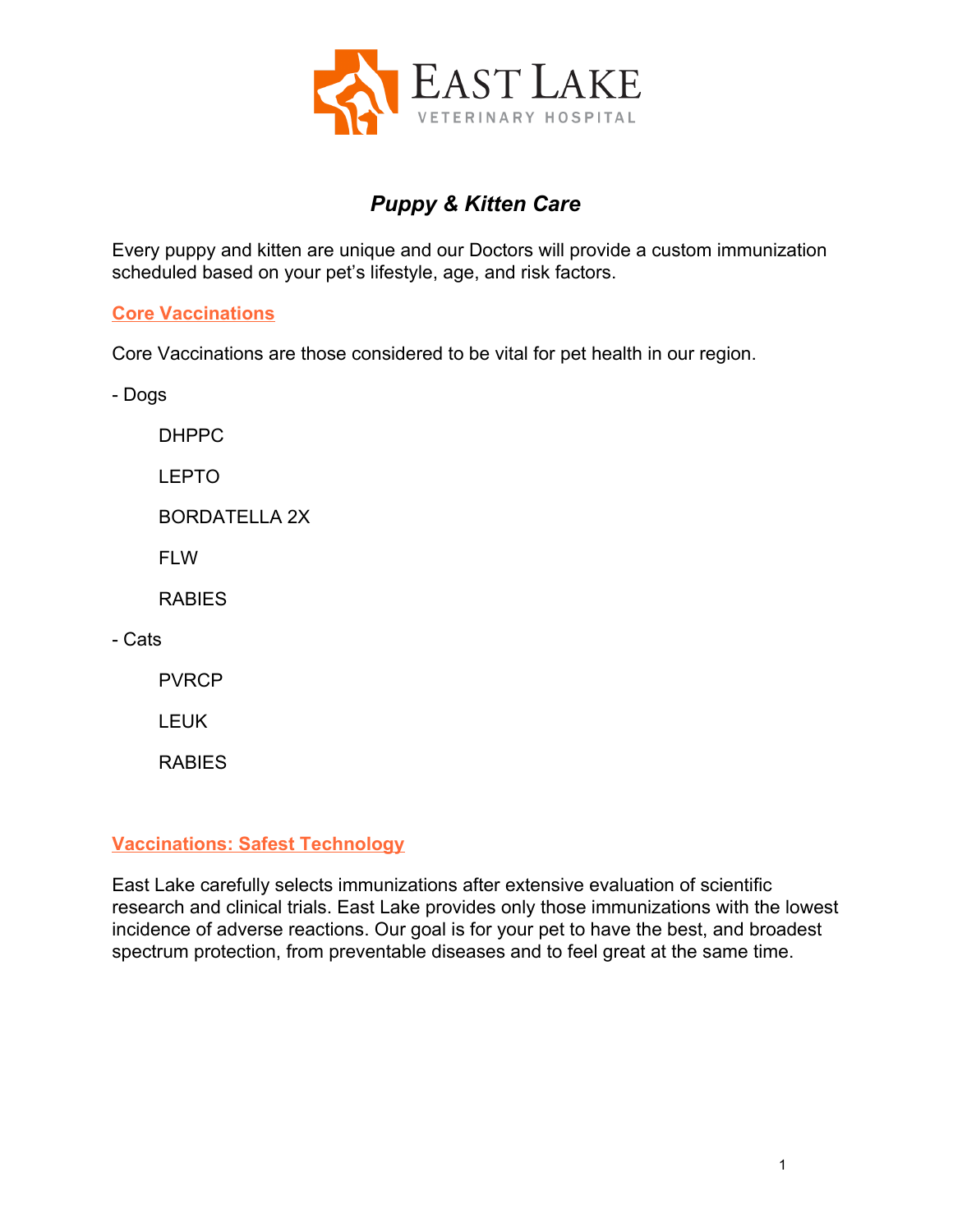EAST LAKE
VETERINARY HOSPITAL

# *Puppy & Kitten Care*

Every puppy and kitten are unique and our Doctors will provide a custom immunization scheduled based on your pet's lifestyle, age, and risk factors.

## Core Vaccinations

Core Vaccinations are those considered to be vital for pet health in our region.

- Dogs
  - DHPPC
  - LEPTO
  - BORDATELLA 2X
  - FLW
  - RABIES
- Cats
  - PVRCP
  - LEUK
  - RABIES

## Vaccinations: Safest Technology

East Lake carefully selects immunizations after extensive evaluation of scientific research and clinical trials. East Lake provides only those immunizations with the lowest incidence of adverse reactions. Our goal is for your pet to have the best, and broadest spectrum protection, from preventable diseases and to feel great at the same time.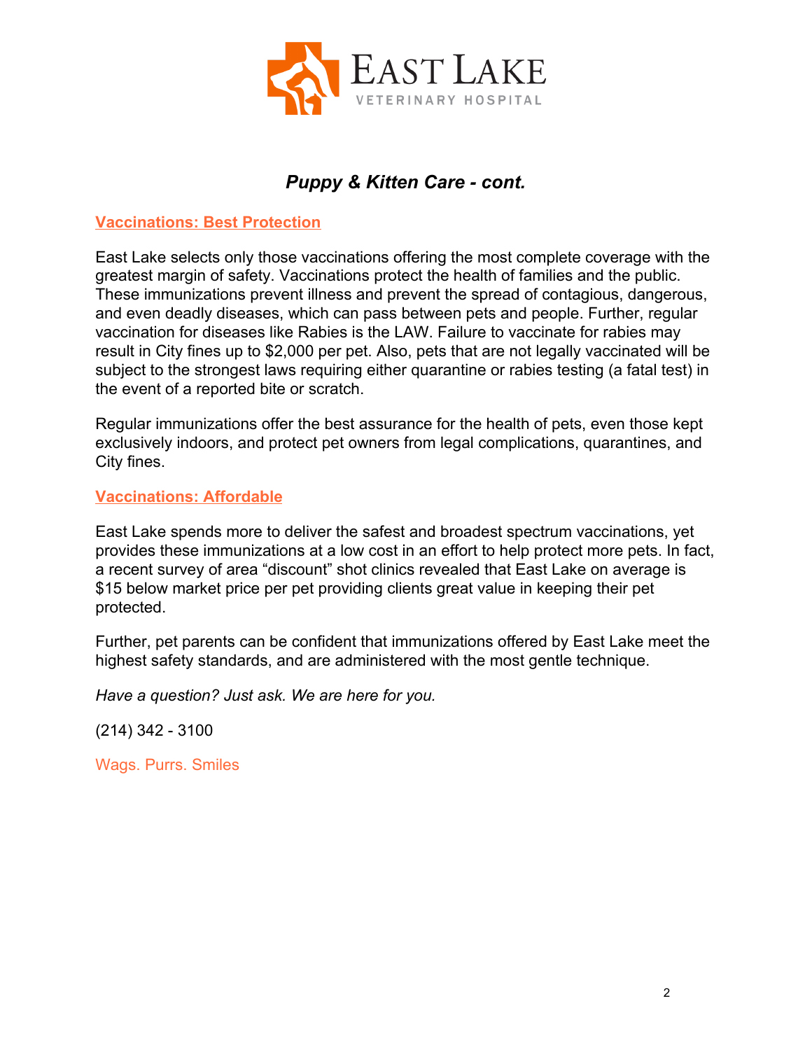EAST LAKE
VETERINARY HOSPITAL

# *Puppy & Kitten Care - cont.*

## Vaccinations: Best Protection

East Lake selects only those vaccinations offering the most complete coverage with the greatest margin of safety. Vaccinations protect the health of families and the public. These immunizations prevent illness and prevent the spread of contagious, dangerous, and even deadly diseases, which can pass between pets and people. Further, regular vaccination for diseases like Rabies is the LAW. Failure to vaccinate for rabies may result in City fines up to $2,000 per pet. Also, pets that are not legally vaccinated will be subject to the strongest laws requiring either quarantine or rabies testing (a fatal test) in the event of a reported bite or scratch.

Regular immunizations offer the best assurance for the health of pets, even those kept exclusively indoors, and protect pet owners from legal complications, quarantines, and City fines.

## Vaccinations: Affordable

East Lake spends more to deliver the safest and broadest spectrum vaccinations, yet provides these immunizations at a low cost in an effort to help protect more pets. In fact, a recent survey of area "discount" shot clinics revealed that East Lake on average is $15 below market price per pet providing clients great value in keeping their pet protected.

Further, pet parents can be confident that immunizations offered by East Lake meet the highest safety standards, and are administered with the most gentle technique.

*Have a question? Just ask. We are here for you.*

(214) 342 - 3100

Wags. Purrs. Smiles